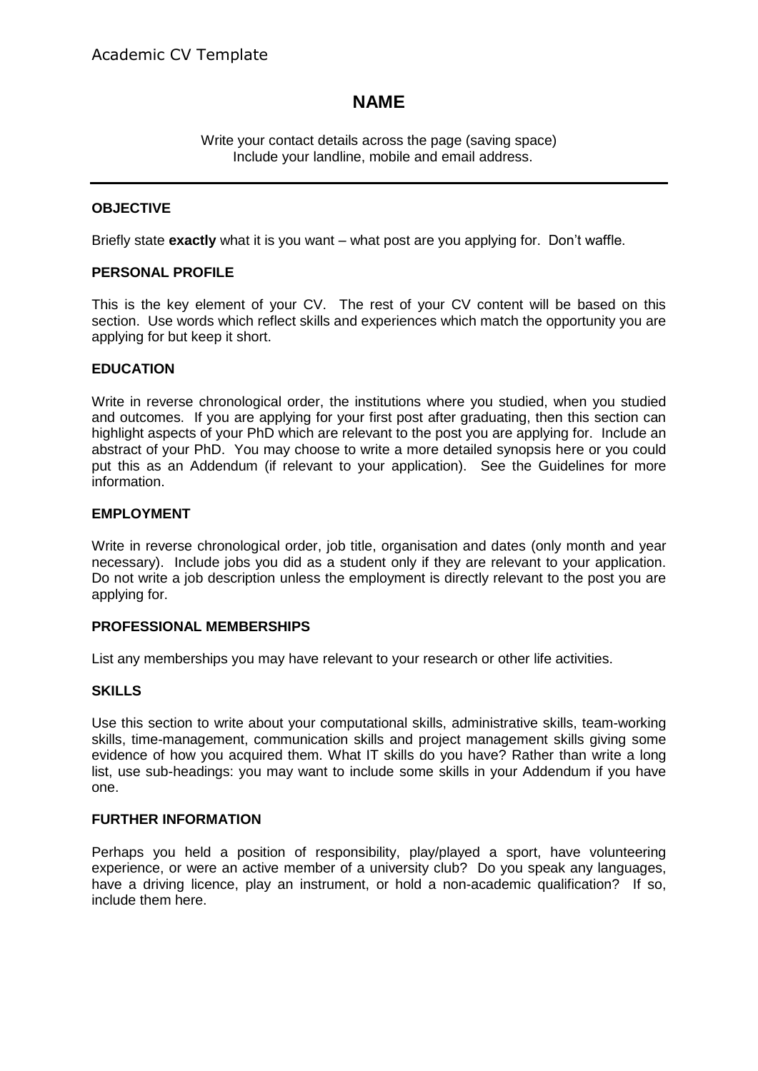Academic CV Template

# NAME

Write your contact details across the page (saving space)
Include your landline, mobile and email address.

---

## OBJECTIVE

Briefly state **exactly** what it is you want – what post are you applying for. Don't waffle.

## PERSONAL PROFILE

This is the key element of your CV. The rest of your CV content will be based on this section. Use words which reflect skills and experiences which match the opportunity you are applying for but keep it short.

## EDUCATION

Write in reverse chronological order, the institutions where you studied, when you studied and outcomes. If you are applying for your first post after graduating, then this section can highlight aspects of your PhD which are relevant to the post you are applying for. Include an abstract of your PhD. You may choose to write a more detailed synopsis here or you could put this as an Addendum (if relevant to your application). See the Guidelines for more information.

## EMPLOYMENT

Write in reverse chronological order, job title, organisation and dates (only month and year necessary). Include jobs you did as a student only if they are relevant to your application. Do not write a job description unless the employment is directly relevant to the post you are applying for.

## PROFESSIONAL MEMBERSHIPS

List any memberships you may have relevant to your research or other life activities.

## SKILLS

Use this section to write about your computational skills, administrative skills, team-working skills, time-management, communication skills and project management skills giving some evidence of how you acquired them. What IT skills do you have? Rather than write a long list, use sub-headings: you may want to include some skills in your Addendum if you have one.

## FURTHER INFORMATION

Perhaps you held a position of responsibility, play/played a sport, have volunteering experience, or were an active member of a university club? Do you speak any languages, have a driving licence, play an instrument, or hold a non-academic qualification? If so, include them here.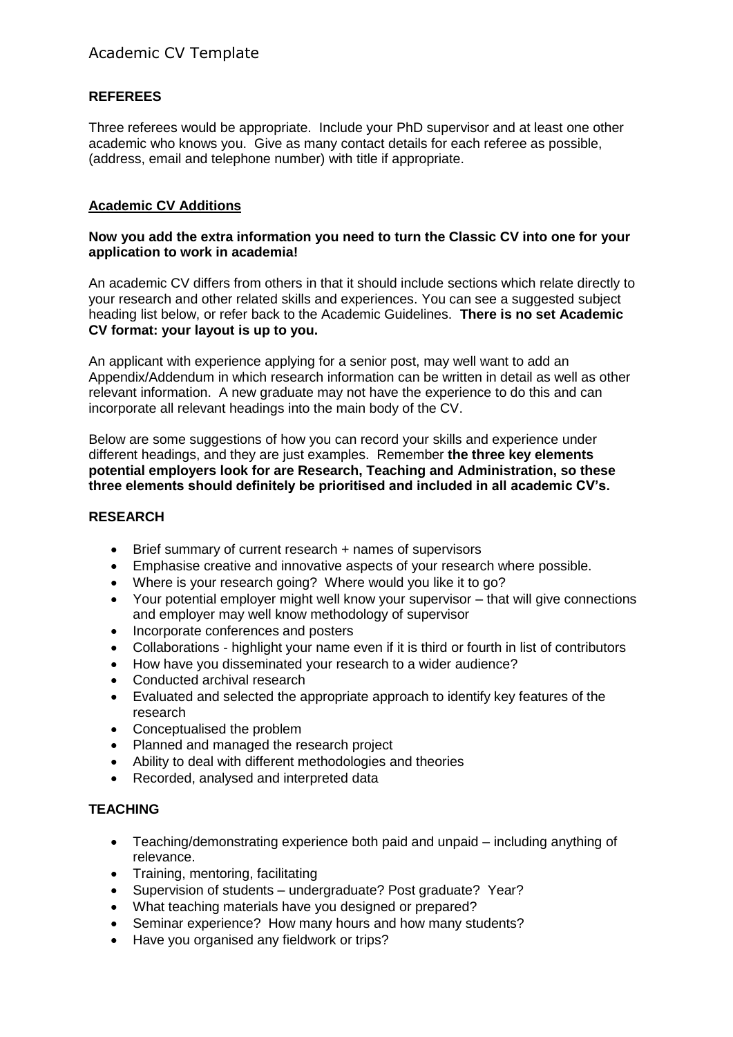**REFEREES**

Three referees would be appropriate. Include your PhD supervisor and at least one other academic who knows you. Give as many contact details for each referee as possible, (address, email and telephone number) with title if appropriate.

**Academic CV Additions**

**Now you add the extra information you need to turn the Classic CV into one for your application to work in academia!**

An academic CV differs from others in that it should include sections which relate directly to your research and other related skills and experiences. You can see a suggested subject heading list below, or refer back to the Academic Guidelines. **There is no set Academic CV format: your layout is up to you.**

An applicant with experience applying for a senior post, may well want to add an Appendix/Addendum in which research information can be written in detail as well as other relevant information. A new graduate may not have the experience to do this and can incorporate all relevant headings into the main body of the CV.

Below are some suggestions of how you can record your skills and experience under different headings, and they are just examples. Remember **the three key elements potential employers look for are Research, Teaching and Administration, so these three elements should definitely be prioritised and included in all academic CV's.**

**RESEARCH**

- Brief summary of current research + names of supervisors
- Emphasise creative and innovative aspects of your research where possible.
- Where is your research going? Where would you like it to go?
- Your potential employer might well know your supervisor – that will give connections and employer may well know methodology of supervisor
- Incorporate conferences and posters
- Collaborations - highlight your name even if it is third or fourth in list of contributors
- How have you disseminated your research to a wider audience?
- Conducted archival research
- Evaluated and selected the appropriate approach to identify key features of the research
- Conceptualised the problem
- Planned and managed the research project
- Ability to deal with different methodologies and theories
- Recorded, analysed and interpreted data

**TEACHING**

- Teaching/demonstrating experience both paid and unpaid – including anything of relevance.
- Training, mentoring, facilitating
- Supervision of students – undergraduate? Post graduate? Year?
- What teaching materials have you designed or prepared?
- Seminar experience? How many hours and how many students?
- Have you organised any fieldwork or trips?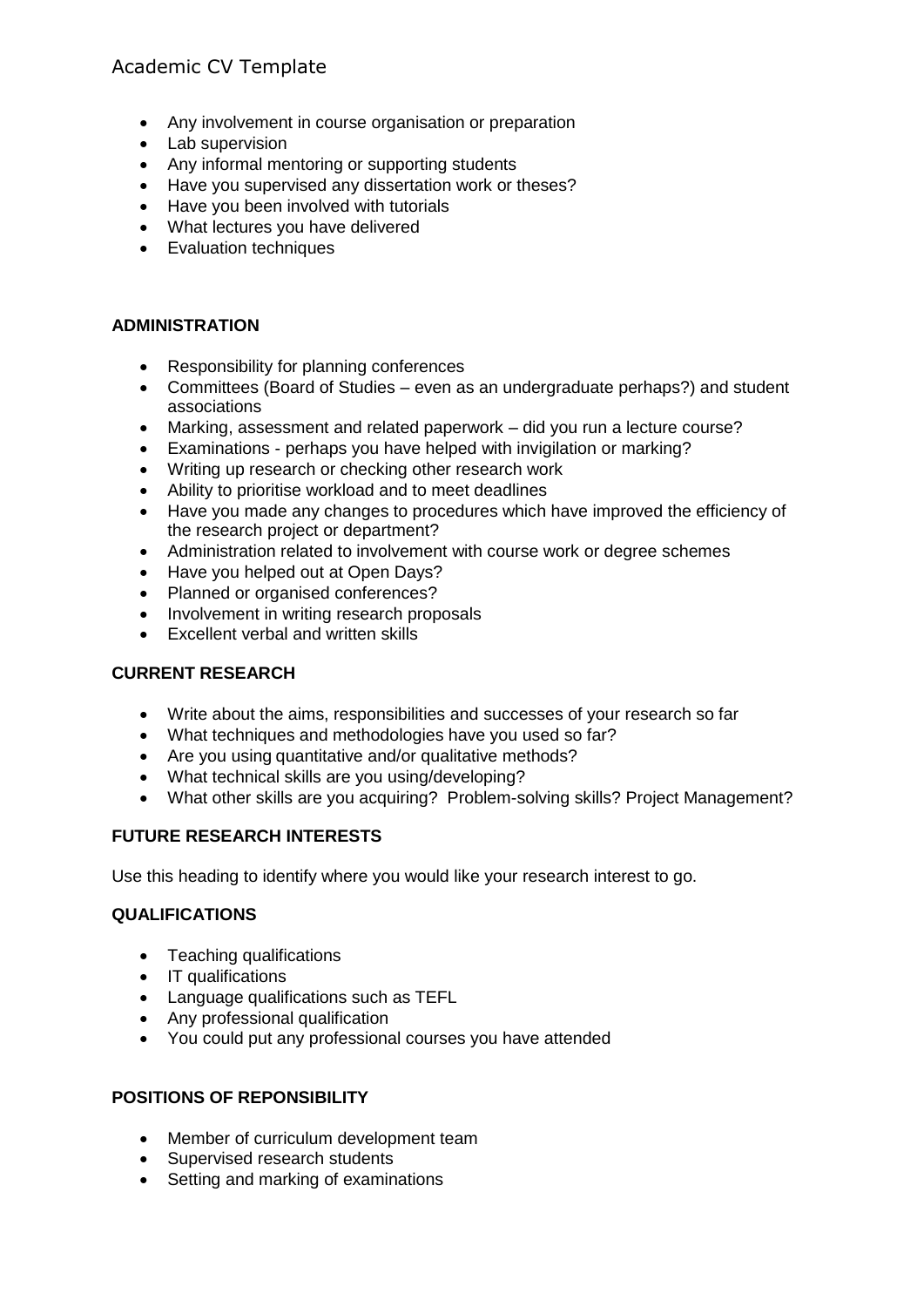- Any involvement in course organisation or preparation
- Lab supervision
- Any informal mentoring or supporting students
- Have you supervised any dissertation work or theses?
- Have you been involved with tutorials
- What lectures you have delivered
- Evaluation techniques

**ADMINISTRATION**

- Responsibility for planning conferences
- Committees (Board of Studies – even as an undergraduate perhaps?) and student associations
- Marking, assessment and related paperwork – did you run a lecture course?
- Examinations - perhaps you have helped with invigilation or marking?
- Writing up research or checking other research work
- Ability to prioritise workload and to meet deadlines
- Have you made any changes to procedures which have improved the efficiency of the research project or department?
- Administration related to involvement with course work or degree schemes
- Have you helped out at Open Days?
- Planned or organised conferences?
- Involvement in writing research proposals
- Excellent verbal and written skills

**CURRENT RESEARCH**

- Write about the aims, responsibilities and successes of your research so far
- What techniques and methodologies have you used so far?
- Are you using quantitative and/or qualitative methods?
- What technical skills are you using/developing?
- What other skills are you acquiring? Problem-solving skills? Project Management?

**FUTURE RESEARCH INTERESTS**

Use this heading to identify where you would like your research interest to go.

**QUALIFICATIONS**

- Teaching qualifications
- IT qualifications
- Language qualifications such as TEFL
- Any professional qualification
- You could put any professional courses you have attended

**POSITIONS OF REPONSIBILITY**

- Member of curriculum development team
- Supervised research students
- Setting and marking of examinations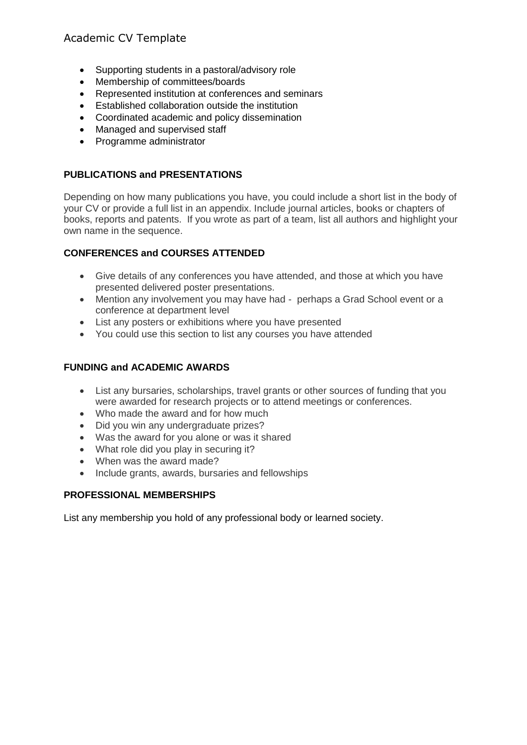- Supporting students in a pastoral/advisory role
- Membership of committees/boards
- Represented institution at conferences and seminars
- Established collaboration outside the institution
- Coordinated academic and policy dissemination
- Managed and supervised staff
- Programme administrator

## PUBLICATIONS and PRESENTATIONS

Depending on how many publications you have, you could include a short list in the body of your CV or provide a full list in an appendix. Include journal articles, books or chapters of books, reports and patents. If you wrote as part of a team, list all authors and highlight your own name in the sequence.

## CONFERENCES and COURSES ATTENDED

- Give details of any conferences you have attended, and those at which you have presented delivered poster presentations.
- Mention any involvement you may have had - perhaps a Grad School event or a conference at department level
- List any posters or exhibitions where you have presented
- You could use this section to list any courses you have attended

## FUNDING and ACADEMIC AWARDS

- List any bursaries, scholarships, travel grants or other sources of funding that you were awarded for research projects or to attend meetings or conferences.
- Who made the award and for how much
- Did you win any undergraduate prizes?
- Was the award for you alone or was it shared
- What role did you play in securing it?
- When was the award made?
- Include grants, awards, bursaries and fellowships

## PROFESSIONAL MEMBERSHIPS

List any membership you hold of any professional body or learned society.